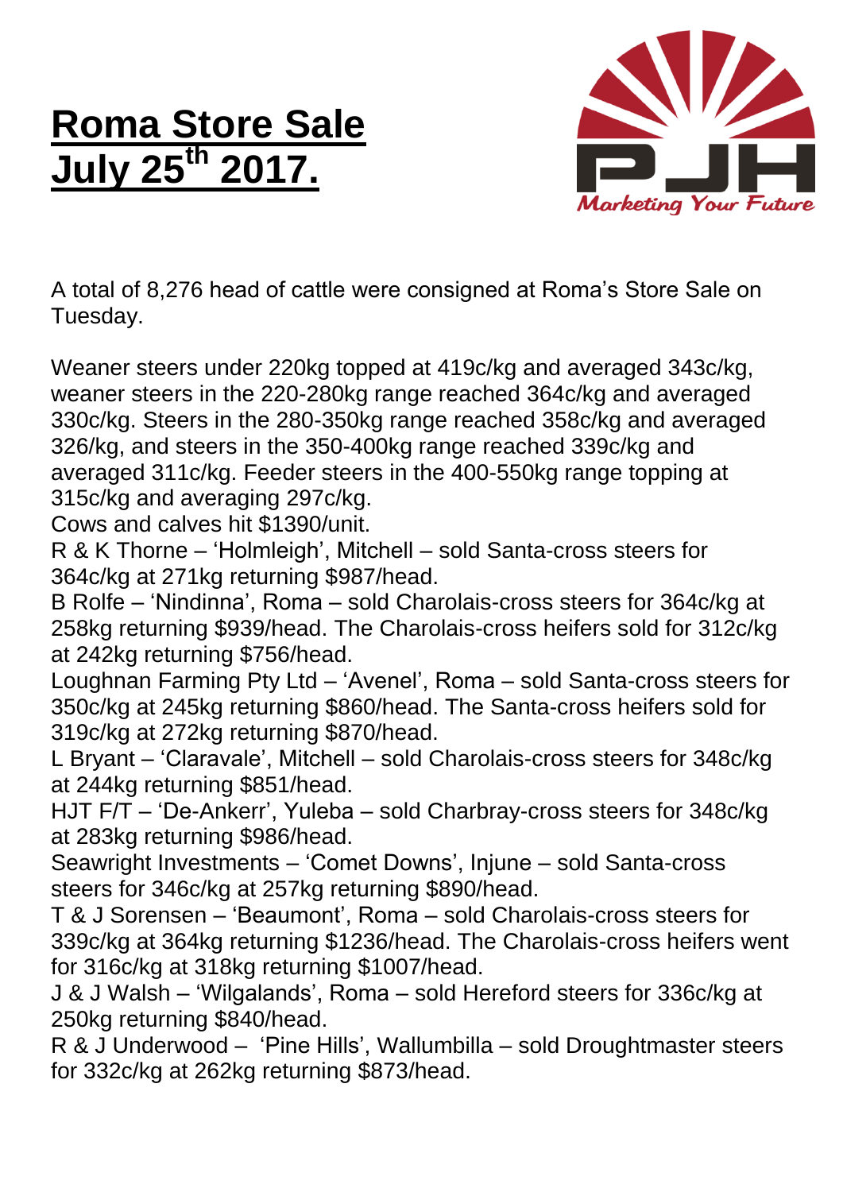# Roma Store Sale July 25th 2017.

A total of 8,276 head of cattle were consigned at Roma's Store Sale on Tuesday.

Weaner steers under 220kg topped at 419c/kg and averaged 343c/kg, weaner steers in the 220-280kg range reached 364c/kg and averaged 330c/kg. Steers in the 280-350kg range reached 358c/kg and averaged 326/kg, and steers in the 350-400kg range reached 339c/kg and averaged 311c/kg. Feeder steers in the 400-550kg range topping at 315c/kg and averaging 297c/kg.

Cows and calves hit $1390/unit.

R & K Thorne – 'Holmleigh', Mitchell – sold Santa-cross steers for 364c/kg at 271kg returning $987/head.

B Rolfe – 'Nindinna', Roma – sold Charolais-cross steers for 364c/kg at 258kg returning $939/head. The Charolais-cross heifers sold for 312c/kg at 242kg returning $756/head.

Loughnan Farming Pty Ltd – 'Avenel', Roma – sold Santa-cross steers for 350c/kg at 245kg returning $860/head. The Santa-cross heifers sold for 319c/kg at 272kg returning $870/head.

L Bryant – 'Claravale', Mitchell – sold Charolais-cross steers for 348c/kg at 244kg returning $851/head.

HJT F/T – 'De-Ankerr', Yuleba – sold Charbray-cross steers for 348c/kg at 283kg returning $986/head.

Seawright Investments – 'Comet Downs', Injune – sold Santa-cross steers for 346c/kg at 257kg returning $890/head.

T & J Sorensen – 'Beaumont', Roma – sold Charolais-cross steers for 339c/kg at 364kg returning $1236/head. The Charolais-cross heifers went for 316c/kg at 318kg returning $1007/head.

J & J Walsh – 'Wilgalands', Roma – sold Hereford steers for 336c/kg at 250kg returning $840/head.

R & J Underwood – 'Pine Hills', Wallumbilla – sold Droughtmaster steers for 332c/kg at 262kg returning $873/head.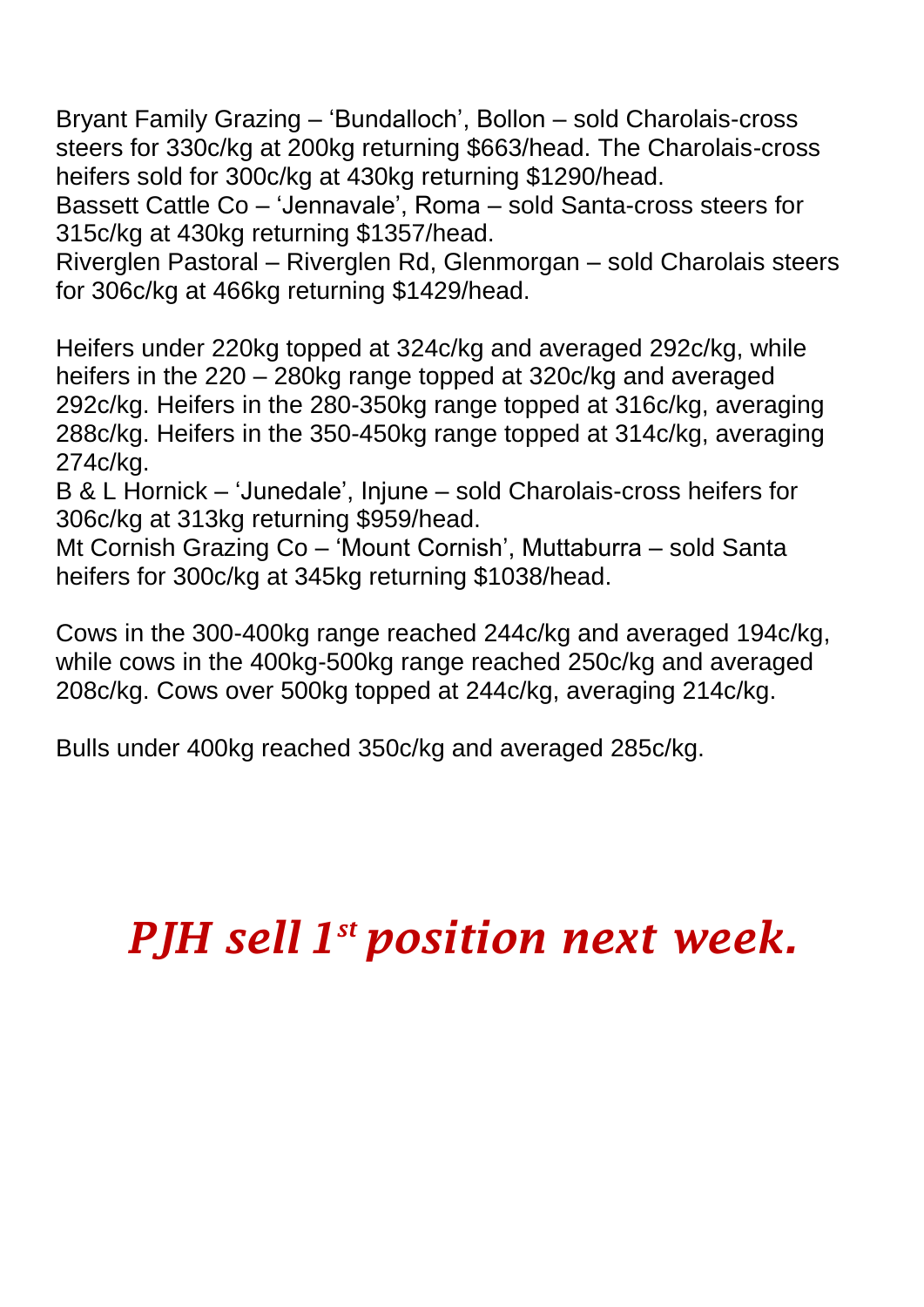Bryant Family Grazing – 'Bundalloch', Bollon – sold Charolais-cross steers for 330c/kg at 200kg returning $663/head. The Charolais-cross heifers sold for 300c/kg at 430kg returning $1290/head.
Bassett Cattle Co – 'Jennavale', Roma – sold Santa-cross steers for 315c/kg at 430kg returning $1357/head.
Riverglen Pastoral – Riverglen Rd, Glenmorgan – sold Charolais steers for 306c/kg at 466kg returning $1429/head.

Heifers under 220kg topped at 324c/kg and averaged 292c/kg, while heifers in the 220 – 280kg range topped at 320c/kg and averaged 292c/kg. Heifers in the 280-350kg range topped at 316c/kg, averaging 288c/kg. Heifers in the 350-450kg range topped at 314c/kg, averaging 274c/kg.
B & L Hornick – 'Junedale', Injune – sold Charolais-cross heifers for 306c/kg at 313kg returning $959/head.
Mt Cornish Grazing Co – 'Mount Cornish', Muttaburra – sold Santa heifers for 300c/kg at 345kg returning $1038/head.

Cows in the 300-400kg range reached 244c/kg and averaged 194c/kg, while cows in the 400kg-500kg range reached 250c/kg and averaged 208c/kg. Cows over 500kg topped at 244c/kg, averaging 214c/kg.

Bulls under 400kg reached 350c/kg and averaged 285c/kg.

***PJH sell 1st position next week.***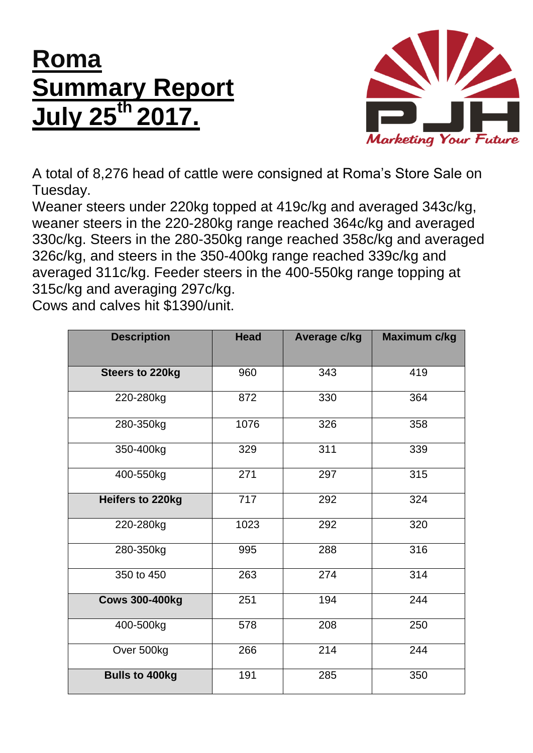# Roma Summary Report July 25th 2017.

PJH
*Marketing Your Future*

A total of 8,276 head of cattle were consigned at Roma's Store Sale on Tuesday.

Weaner steers under 220kg topped at 419c/kg and averaged 343c/kg, weaner steers in the 220-280kg range reached 364c/kg and averaged 330c/kg. Steers in the 280-350kg range reached 358c/kg and averaged 326c/kg, and steers in the 350-400kg range reached 339c/kg and averaged 311c/kg. Feeder steers in the 400-550kg range topping at 315c/kg and averaging 297c/kg.

Cows and calves hit $1390/unit.

| Description | Head | Average c/kg | Maximum c/kg |
|---|---|---|---|
| **Steers to 220kg** | 960 | 343 | 419 |
| 220-280kg | 872 | 330 | 364 |
| 280-350kg | 1076 | 326 | 358 |
| 350-400kg | 329 | 311 | 339 |
| 400-550kg | 271 | 297 | 315 |
| **Heifers to 220kg** | 717 | 292 | 324 |
| 220-280kg | 1023 | 292 | 320 |
| 280-350kg | 995 | 288 | 316 |
| 350 to 450 | 263 | 274 | 314 |
| **Cows 300-400kg** | 251 | 194 | 244 |
| 400-500kg | 578 | 208 | 250 |
| Over 500kg | 266 | 214 | 244 |
| **Bulls to 400kg** | 191 | 285 | 350 |